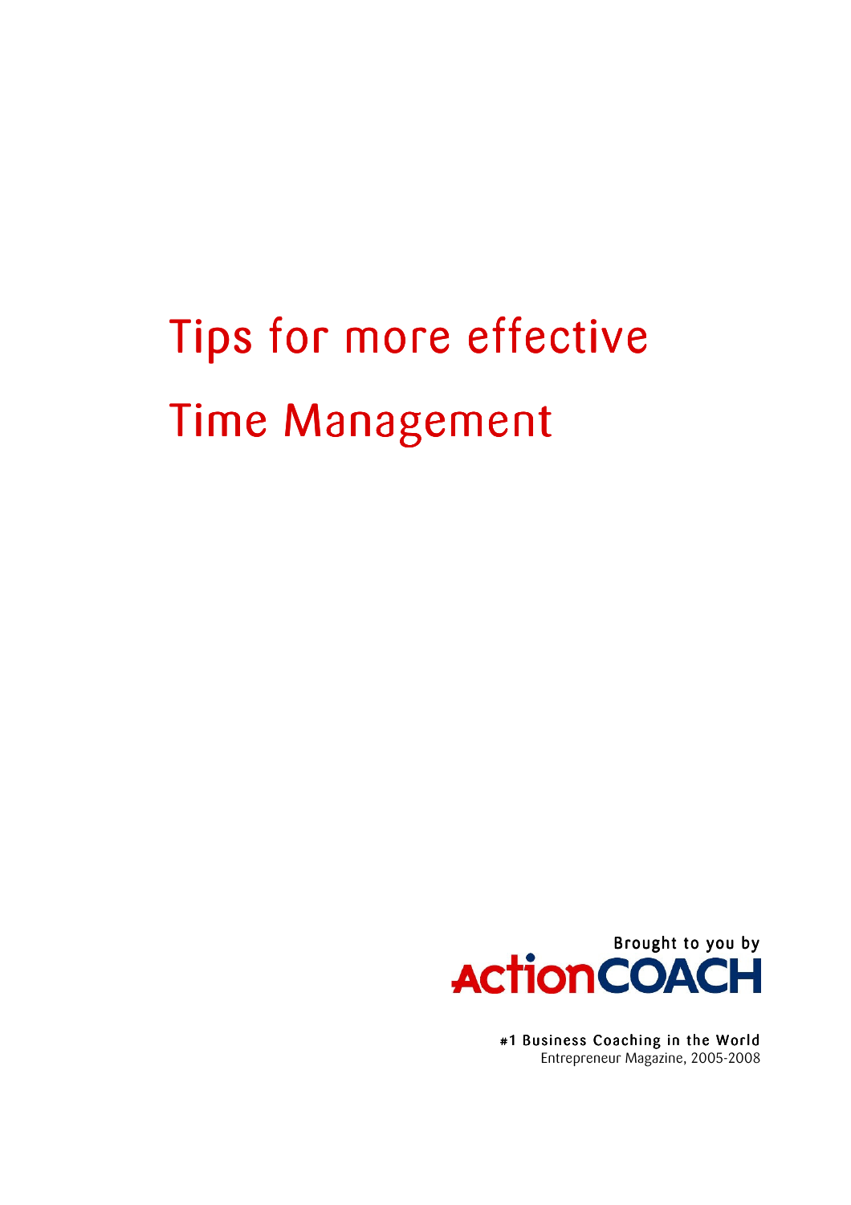# Tips for more effective Time Management

Brought to you by

ActionCOACH

#1 Business Coaching in the World
Entrepreneur Magazine, 2005-2008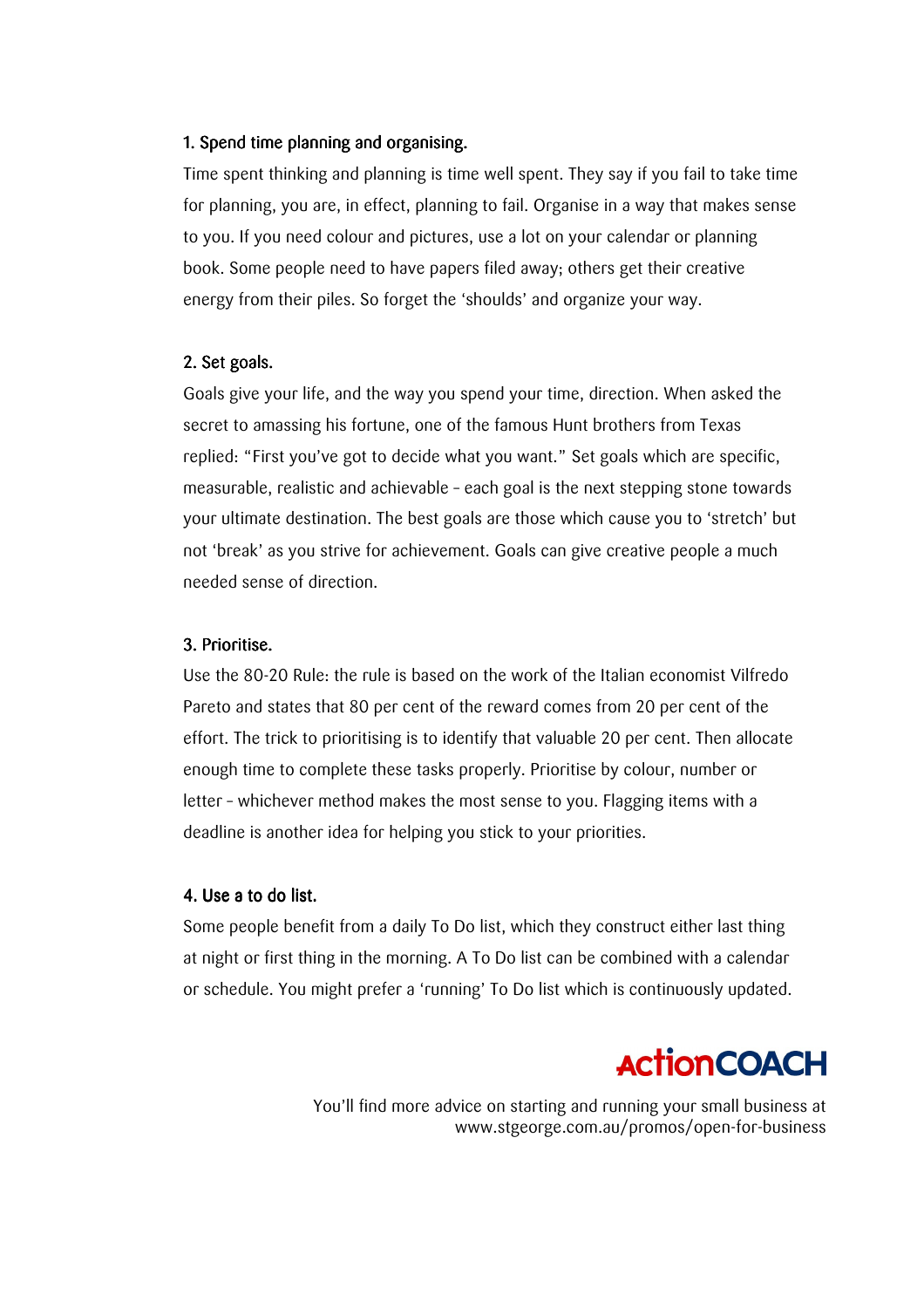### 1. Spend time planning and organising.

Time spent thinking and planning is time well spent. They say if you fail to take time for planning, you are, in effect, planning to fail. Organise in a way that makes sense to you. If you need colour and pictures, use a lot on your calendar or planning book. Some people need to have papers filed away; others get their creative energy from their piles. So forget the 'shoulds' and organize your way.

### 2. Set goals.

Goals give your life, and the way you spend your time, direction. When asked the secret to amassing his fortune, one of the famous Hunt brothers from Texas replied: "First you've got to decide what you want." Set goals which are specific, measurable, realistic and achievable - each goal is the next stepping stone towards your ultimate destination. The best goals are those which cause you to 'stretch' but not 'break' as you strive for achievement. Goals can give creative people a much needed sense of direction.

### 3. Prioritise.

Use the 80-20 Rule: the rule is based on the work of the Italian economist Vilfredo Pareto and states that 80 per cent of the reward comes from 20 per cent of the effort. The trick to prioritising is to identify that valuable 20 per cent. Then allocate enough time to complete these tasks properly. Prioritise by colour, number or letter - whichever method makes the most sense to you. Flagging items with a deadline is another idea for helping you stick to your priorities.

### 4. Use a to do list.

Some people benefit from a daily To Do list, which they construct either last thing at night or first thing in the morning. A To Do list can be combined with a calendar or schedule. You might prefer a 'running' To Do list which is continuously updated.

ActionCOACH

You'll find more advice on starting and running your small business at www.stgeorge.com.au/promos/open-for-business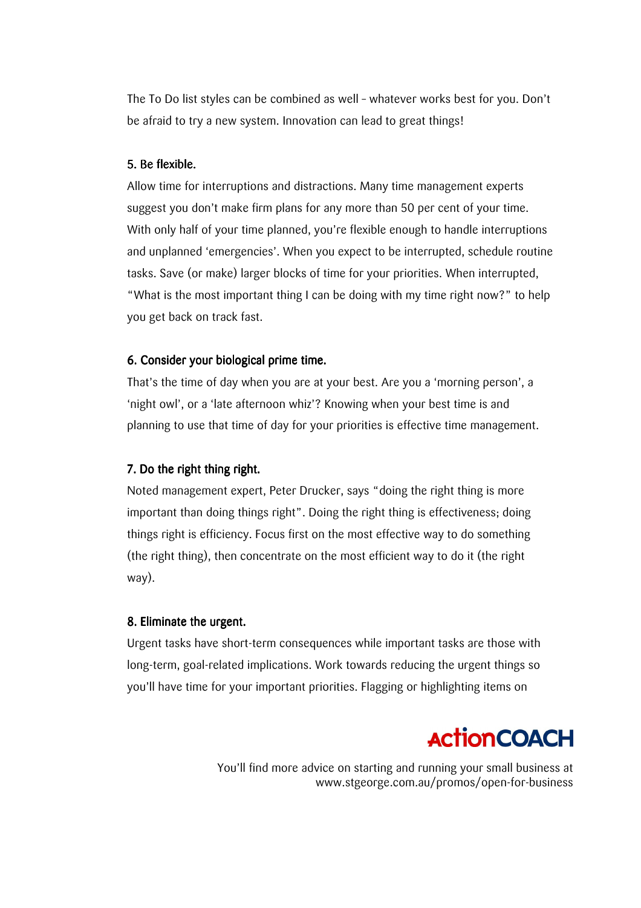The To Do list styles can be combined as well – whatever works best for you. Don't be afraid to try a new system. Innovation can lead to great things!

**5. Be flexible.**

Allow time for interruptions and distractions. Many time management experts suggest you don't make firm plans for any more than 50 per cent of your time. With only half of your time planned, you're flexible enough to handle interruptions and unplanned 'emergencies'. When you expect to be interrupted, schedule routine tasks. Save (or make) larger blocks of time for your priorities. When interrupted, "What is the most important thing I can be doing with my time right now?" to help you get back on track fast.

**6. Consider your biological prime time.**

That's the time of day when you are at your best. Are you a 'morning person', a 'night owl', or a 'late afternoon whiz'? Knowing when your best time is and planning to use that time of day for your priorities is effective time management.

**7. Do the right thing right.**

Noted management expert, Peter Drucker, says "doing the right thing is more important than doing things right". Doing the right thing is effectiveness; doing things right is efficiency. Focus first on the most effective way to do something (the right thing), then concentrate on the most efficient way to do it (the right way).

**8. Eliminate the urgent.**

Urgent tasks have short-term consequences while important tasks are those with long-term, goal-related implications. Work towards reducing the urgent things so you'll have time for your important priorities. Flagging or highlighting items on

ActionCOACH

You'll find more advice on starting and running your small business at www.stgeorge.com.au/promos/open-for-business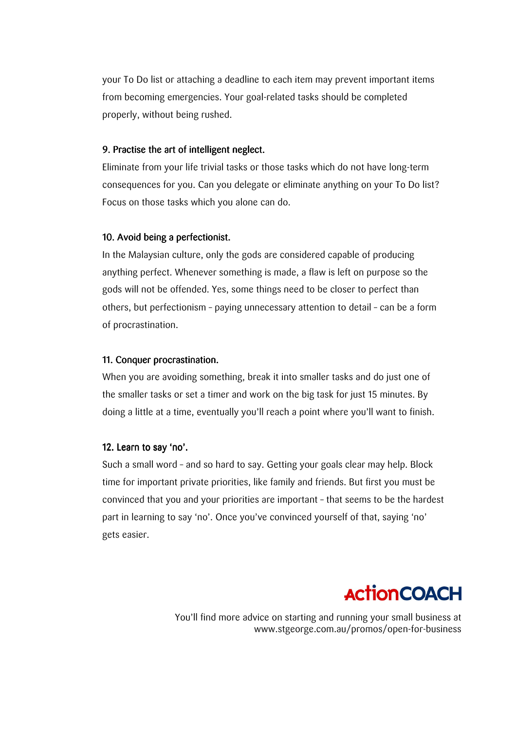your To Do list or attaching a deadline to each item may prevent important items from becoming emergencies. Your goal-related tasks should be completed properly, without being rushed.

### 9. Practise the art of intelligent neglect.

Eliminate from your life trivial tasks or those tasks which do not have long-term consequences for you. Can you delegate or eliminate anything on your To Do list? Focus on those tasks which you alone can do.

### 10. Avoid being a perfectionist.

In the Malaysian culture, only the gods are considered capable of producing anything perfect. Whenever something is made, a flaw is left on purpose so the gods will not be offended. Yes, some things need to be closer to perfect than others, but perfectionism – paying unnecessary attention to detail – can be a form of procrastination.

### 11. Conquer procrastination.

When you are avoiding something, break it into smaller tasks and do just one of the smaller tasks or set a timer and work on the big task for just 15 minutes. By doing a little at a time, eventually you'll reach a point where you'll want to finish.

### 12. Learn to say 'no'.

Such a small word – and so hard to say. Getting your goals clear may help. Block time for important private priorities, like family and friends. But first you must be convinced that you and your priorities are important – that seems to be the hardest part in learning to say 'no'. Once you've convinced yourself of that, saying 'no' gets easier.

ActionCOACH

You'll find more advice on starting and running your small business at www.stgeorge.com.au/promos/open-for-business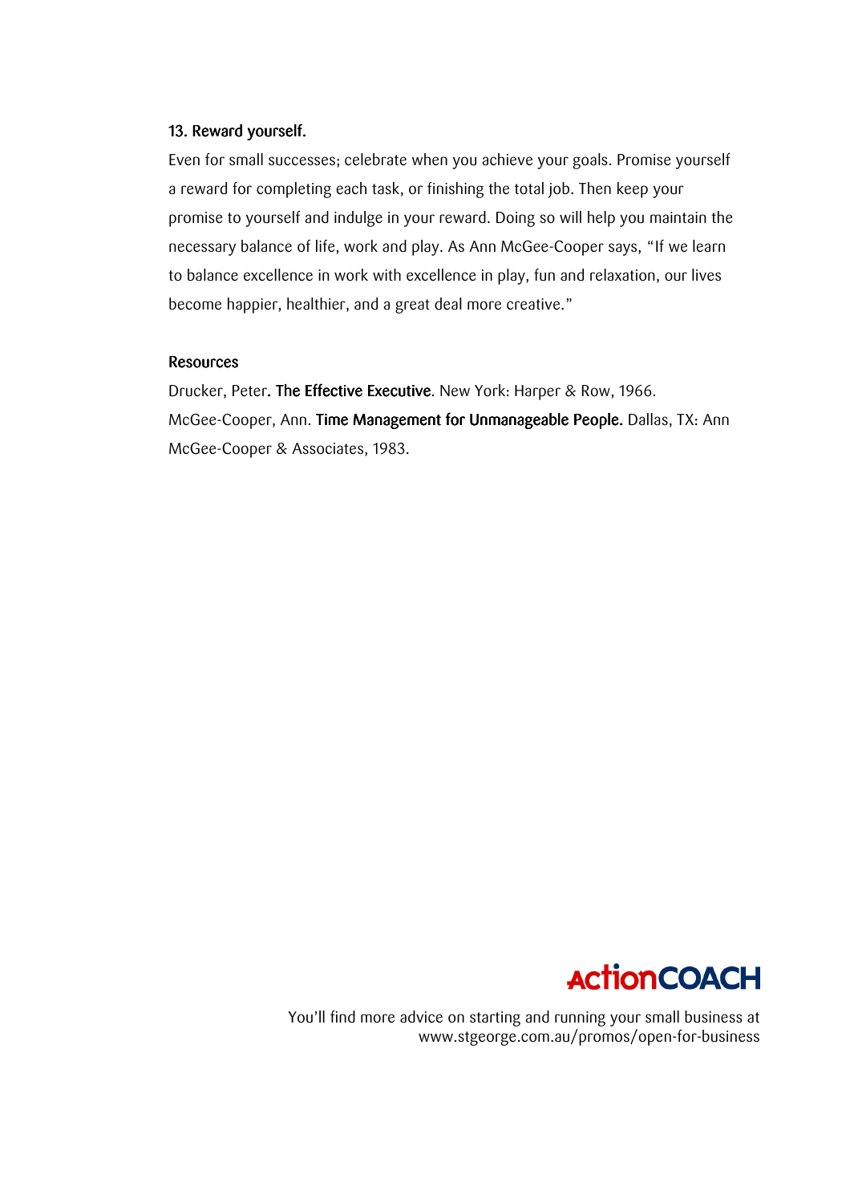### 13. Reward yourself.

Even for small successes; celebrate when you achieve your goals. Promise yourself a reward for completing each task, or finishing the total job. Then keep your promise to yourself and indulge in your reward. Doing so will help you maintain the necessary balance of life, work and play. As Ann McGee-Cooper says, "If we learn to balance excellence in work with excellence in play, fun and relaxation, our lives become happier, healthier, and a great deal more creative."

### Resources

Drucker, Peter. **The Effective Executive**. New York: Harper & Row, 1966.

McGee-Cooper, Ann. **Time Management for Unmanageable People.** Dallas, TX: Ann McGee-Cooper & Associates, 1983.

ActionCOACH

You'll find more advice on starting and running your small business at www.stgeorge.com.au/promos/open-for-business